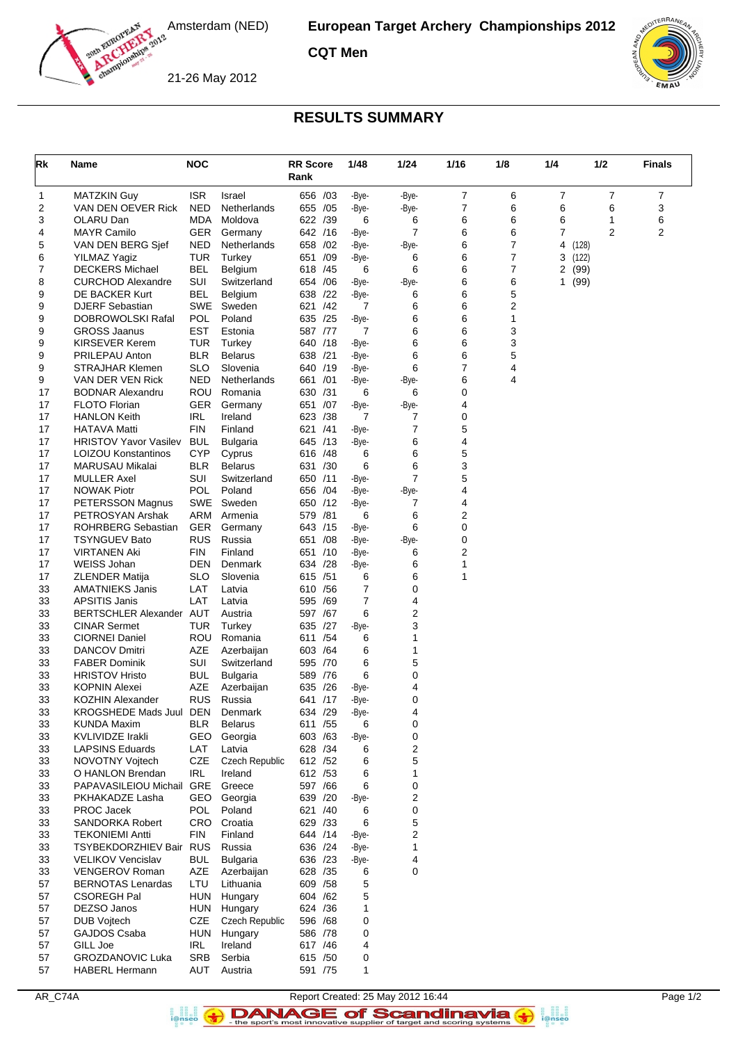Amsterdam (NED)

21-26 May 2012

# European Target Archery Championships 2012

## CQT Men

## RESULTS SUMMARY

| Rk | Name | NOC | | RR Score Rank | 1/48 | 1/24 | 1/16 | 1/8 | 1/4 | 1/2 | Finals |
|---|---|---|---|---|---|---|---|---|---|---|---|
| 1 | MATZKIN Guy | ISR | Israel | 656 /03 | -Bye- | -Bye- | 7 | 6 | 7 | 7 | 7 |
| 2 | VAN DEN OEVER Rick | NED | Netherlands | 655 /05 | -Bye- | -Bye- | 7 | 6 | 6 | 6 | 3 |
| 3 | OLARU Dan | MDA | Moldova | 622 /39 | 6 | 6 | 6 | 6 | 6 | 1 | 6 |
| 4 | MAYR Camilo | GER | Germany | 642 /16 | -Bye- | 7 | 6 | 6 | 7 | 2 | 2 |
| 5 | VAN DEN BERG Sjef | NED | Netherlands | 658 /02 | -Bye- | -Bye- | 6 | 7 | 4 (128) | | |
| 6 | YILMAZ Yagiz | TUR | Turkey | 651 /09 | -Bye- | 6 | 6 | 7 | 3 (122) | | |
| 7 | DECKERS Michael | BEL | Belgium | 618 /45 | 6 | 6 | 6 | 7 | 2 (99) | | |
| 8 | CURCHOD Alexandre | SUI | Switzerland | 654 /06 | -Bye- | -Bye- | 6 | 6 | 1 (99) | | |
| 9 | DE BACKER Kurt | BEL | Belgium | 638 /22 | -Bye- | 6 | 6 | 5 | | | |
| 9 | DJERF Sebastian | SWE | Sweden | 621 /42 | 7 | 6 | 6 | 2 | | | |
| 9 | DOBROWOLSKI Rafal | POL | Poland | 635 /25 | -Bye- | 6 | 6 | 1 | | | |
| 9 | GROSS Jaanus | EST | Estonia | 587 /77 | 7 | 6 | 6 | 3 | | | |
| 9 | KIRSEVER Kerem | TUR | Turkey | 640 /18 | -Bye- | 6 | 6 | 3 | | | |
| 9 | PRILEPAU Anton | BLR | Belarus | 638 /21 | -Bye- | 6 | 6 | 5 | | | |
| 9 | STRAJHAR Klemen | SLO | Slovenia | 640 /19 | -Bye- | 6 | 7 | 4 | | | |
| 9 | VAN DER VEN Rick | NED | Netherlands | 661 /01 | -Bye- | -Bye- | 6 | 4 | | | |
| 17 | BODNAR Alexandru | ROU | Romania | 630 /31 | 6 | 6 | 0 | | | | |
| 17 | FLOTO Florian | GER | Germany | 651 /07 | -Bye- | -Bye- | 4 | | | | |
| 17 | HANLON Keith | IRL | Ireland | 623 /38 | 7 | 7 | 0 | | | | |
| 17 | HATAVA Matti | FIN | Finland | 621 /41 | -Bye- | 7 | 5 | | | | |
| 17 | HRISTOV Yavor Vasilev | BUL | Bulgaria | 645 /13 | -Bye- | 6 | 4 | | | | |
| 17 | LOIZOU Konstantinos | CYP | Cyprus | 616 /48 | 6 | 6 | 5 | | | | |
| 17 | MARUSAU Mikalai | BLR | Belarus | 631 /30 | 6 | 6 | 3 | | | | |
| 17 | MULLER Axel | SUI | Switzerland | 650 /11 | -Bye- | 7 | 5 | | | | |
| 17 | NOWAK Piotr | POL | Poland | 656 /04 | -Bye- | -Bye- | 4 | | | | |
| 17 | PETERSSON Magnus | SWE | Sweden | 650 /12 | -Bye- | 7 | 4 | | | | |
| 17 | PETROSYAN Arshak | ARM | Armenia | 579 /81 | 6 | 6 | 2 | | | | |
| 17 | ROHRBERG Sebastian | GER | Germany | 643 /15 | -Bye- | 6 | 0 | | | | |
| 17 | TSYNGUEV Bato | RUS | Russia | 651 /08 | -Bye- | -Bye- | 0 | | | | |
| 17 | VIRTANEN Aki | FIN | Finland | 651 /10 | -Bye- | 6 | 2 | | | | |
| 17 | WEISS Johan | DEN | Denmark | 634 /28 | -Bye- | 6 | 1 | | | | |
| 17 | ZLENDER Matija | SLO | Slovenia | 615 /51 | 6 | 6 | 1 | | | | |
| 33 | AMATNIEKS Janis | LAT | Latvia | 610 /56 | 7 | 0 | | | | | |
| 33 | APSITIS Janis | LAT | Latvia | 595 /69 | 7 | 4 | | | | | |
| 33 | BERTSCHLER Alexander | AUT | Austria | 597 /67 | 6 | 2 | | | | | |
| 33 | CINAR Sermet | TUR | Turkey | 635 /27 | -Bye- | 3 | | | | | |
| 33 | CIORNEI Daniel | ROU | Romania | 611 /54 | 6 | 1 | | | | | |
| 33 | DANCOV Dmitri | AZE | Azerbaijan | 603 /64 | 6 | 1 | | | | | |
| 33 | FABER Dominik | SUI | Switzerland | 595 /70 | 6 | 5 | | | | | |
| 33 | HRISTOV Hristo | BUL | Bulgaria | 589 /76 | 6 | 0 | | | | | |
| 33 | KOPNIN Alexei | AZE | Azerbaijan | 635 /26 | -Bye- | 4 | | | | | |
| 33 | KOZHIN Alexander | RUS | Russia | 641 /17 | -Bye- | 0 | | | | | |
| 33 | KROGSHEDE Mads Juul | DEN | Denmark | 634 /29 | -Bye- | 4 | | | | | |
| 33 | KUNDA Maxim | BLR | Belarus | 611 /55 | 6 | 0 | | | | | |
| 33 | KVLIVIDZE Irakli | GEO | Georgia | 603 /63 | -Bye- | 0 | | | | | |
| 33 | LAPSINS Eduards | LAT | Latvia | 628 /34 | 6 | 2 | | | | | |
| 33 | NOVOTNY Vojtech | CZE | Czech Republic | 612 /52 | 6 | 5 | | | | | |
| 33 | O HANLON Brendan | IRL | Ireland | 612 /53 | 6 | 1 | | | | | |
| 33 | PAPAVASILEIOU Michail | GRE | Greece | 597 /66 | 6 | 0 | | | | | |
| 33 | PKHAKADZE Lasha | GEO | Georgia | 639 /20 | -Bye- | 2 | | | | | |
| 33 | PROC Jacek | POL | Poland | 621 /40 | 6 | 0 | | | | | |
| 33 | SANDORKA Robert | CRO | Croatia | 629 /33 | 6 | 5 | | | | | |
| 33 | TEKONIEMI Antti | FIN | Finland | 644 /14 | -Bye- | 2 | | | | | |
| 33 | TSYBEKDORZHIEV Bair | RUS | Russia | 636 /24 | -Bye- | 1 | | | | | |
| 33 | VELIKOV Vencislav | BUL | Bulgaria | 636 /23 | -Bye- | 4 | | | | | |
| 33 | VENGEROV Roman | AZE | Azerbaijan | 628 /35 | 6 | 0 | | | | | |
| 57 | BERNOTAS Lenardas | LTU | Lithuania | 609 /58 | 5 | | | | | | |
| 57 | CSOREGH Pal | HUN | Hungary | 604 /62 | 5 | | | | | | |
| 57 | DEZSO Janos | HUN | Hungary | 624 /36 | 1 | | | | | | |
| 57 | DUB Vojtech | CZE | Czech Republic | 596 /68 | 0 | | | | | | |
| 57 | GAJDOS Csaba | HUN | Hungary | 586 /78 | 0 | | | | | | |
| 57 | GILL Joe | IRL | Ireland | 617 /46 | 4 | | | | | | |
| 57 | GROZDANOVIC Luka | SRB | Serbia | 615 /50 | 0 | | | | | | |
| 57 | HABERL Hermann | AUT | Austria | 591 /75 | 1 | | | | | | |

AR_C74A Report Created: 25 May 2012 16:44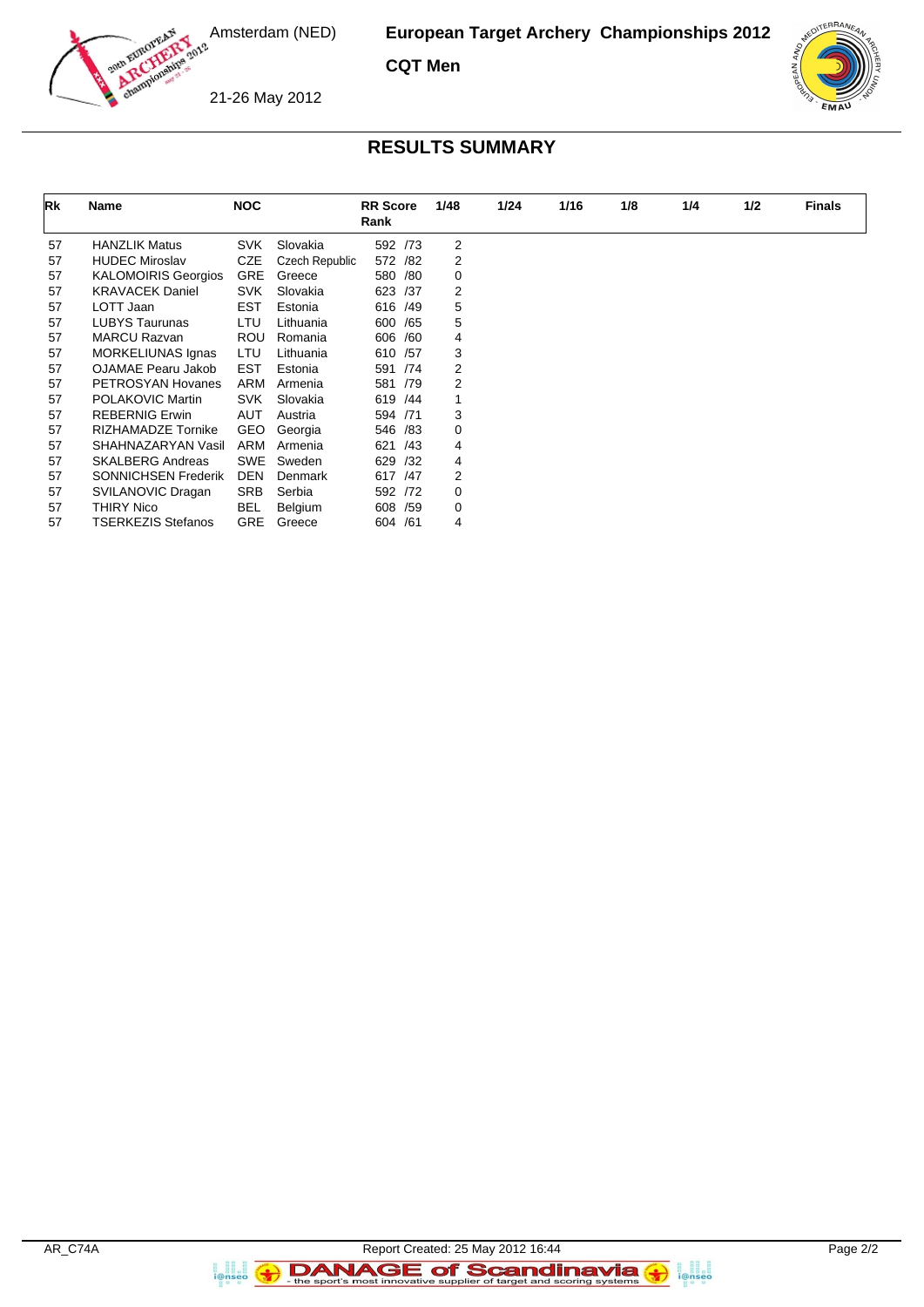## RESULTS SUMMARY

| Rk | Name | NOC | | RR Score Rank | 1/48 | 1/24 | 1/16 | 1/8 | 1/4 | 1/2 | Finals |
|---|---|---|---|---|---|---|---|---|---|---|---|
| 57 | HANZLIK Matus | SVK | Slovakia | 592 /73 | 2 | | | | | | |
| 57 | HUDEC Miroslav | CZE | Czech Republic | 572 /82 | 2 | | | | | | |
| 57 | KALOMOIRIS Georgios | GRE | Greece | 580 /80 | 0 | | | | | | |
| 57 | KRAVACEK Daniel | SVK | Slovakia | 623 /37 | 2 | | | | | | |
| 57 | LOTT Jaan | EST | Estonia | 616 /49 | 5 | | | | | | |
| 57 | LUBYS Taurunas | LTU | Lithuania | 600 /65 | 5 | | | | | | |
| 57 | MARCU Razvan | ROU | Romania | 606 /60 | 4 | | | | | | |
| 57 | MORKELIUNAS Ignas | LTU | Lithuania | 610 /57 | 3 | | | | | | |
| 57 | OJAMAE Pearu Jakob | EST | Estonia | 591 /74 | 2 | | | | | | |
| 57 | PETROSYAN Hovanes | ARM | Armenia | 581 /79 | 2 | | | | | | |
| 57 | POLAKOVIC Martin | SVK | Slovakia | 619 /44 | 1 | | | | | | |
| 57 | REBERNIG Erwin | AUT | Austria | 594 /71 | 3 | | | | | | |
| 57 | RIZHAMADZE Tornike | GEO | Georgia | 546 /83 | 0 | | | | | | |
| 57 | SHAHNAZARYAN Vasil | ARM | Armenia | 621 /43 | 4 | | | | | | |
| 57 | SKALBERG Andreas | SWE | Sweden | 629 /32 | 4 | | | | | | |
| 57 | SONNICHSEN Frederik | DEN | Denmark | 617 /47 | 2 | | | | | | |
| 57 | SVILANOVIC Dragan | SRB | Serbia | 592 /72 | 0 | | | | | | |
| 57 | THIRY Nico | BEL | Belgium | 608 /59 | 0 | | | | | | |
| 57 | TSERKEZIS Stefanos | GRE | Greece | 604 /61 | 4 | | | | | | |

AR_C74A Report Created: 25 May 2012 16:44